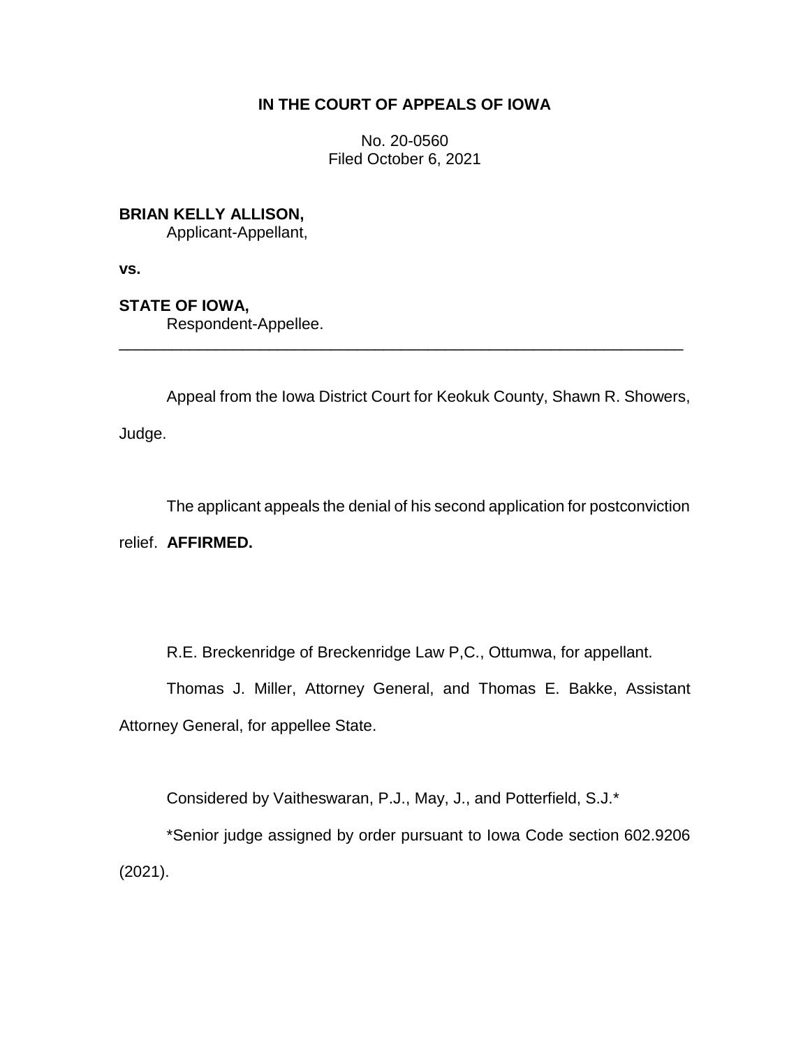# IN THE COURT OF APPEALS OF IOWA

No. 20-0560
Filed October 6, 2021

**BRIAN KELLY ALLISON,**
Applicant-Appellant,

**vs.**

**STATE OF IOWA,**
Respondent-Appellee.

---

Appeal from the Iowa District Court for Keokuk County, Shawn R. Showers, Judge.

The applicant appeals the denial of his second application for postconviction relief. **AFFIRMED.**

R.E. Breckenridge of Breckenridge Law P,C., Ottumwa, for appellant.

Thomas J. Miller, Attorney General, and Thomas E. Bakke, Assistant Attorney General, for appellee State.

Considered by Vaitheswaran, P.J., May, J., and Potterfield, S.J.*

*Senior judge assigned by order pursuant to Iowa Code section 602.9206 (2021).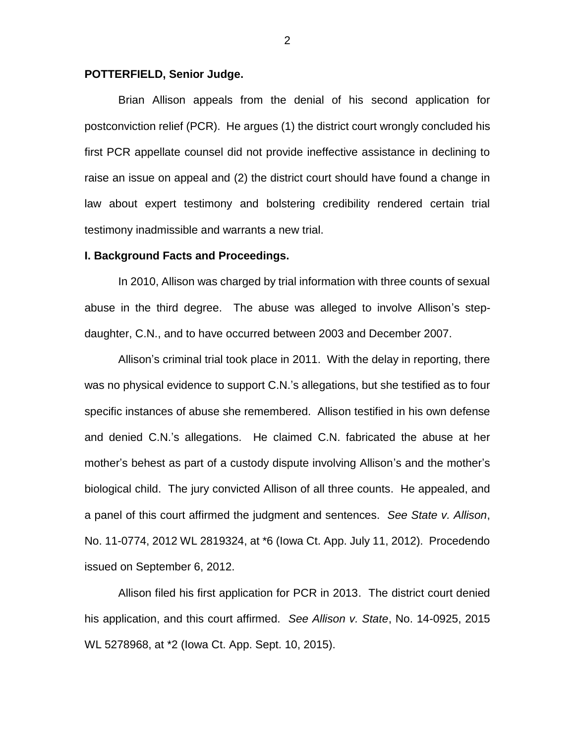**POTTERFIELD, Senior Judge.**

Brian Allison appeals from the denial of his second application for postconviction relief (PCR). He argues (1) the district court wrongly concluded his first PCR appellate counsel did not provide ineffective assistance in declining to raise an issue on appeal and (2) the district court should have found a change in law about expert testimony and bolstering credibility rendered certain trial testimony inadmissible and warrants a new trial.

**I. Background Facts and Proceedings.**

In 2010, Allison was charged by trial information with three counts of sexual abuse in the third degree. The abuse was alleged to involve Allison's step-daughter, C.N., and to have occurred between 2003 and December 2007.

Allison's criminal trial took place in 2011. With the delay in reporting, there was no physical evidence to support C.N.'s allegations, but she testified as to four specific instances of abuse she remembered. Allison testified in his own defense and denied C.N.'s allegations. He claimed C.N. fabricated the abuse at her mother's behest as part of a custody dispute involving Allison's and the mother's biological child. The jury convicted Allison of all three counts. He appealed, and a panel of this court affirmed the judgment and sentences. *See State v. Allison*, No. 11-0774, 2012 WL 2819324, at *6 (Iowa Ct. App. July 11, 2012). Procedendo issued on September 6, 2012.

Allison filed his first application for PCR in 2013. The district court denied his application, and this court affirmed. *See Allison v. State*, No. 14-0925, 2015 WL 5278968, at *2 (Iowa Ct. App. Sept. 10, 2015).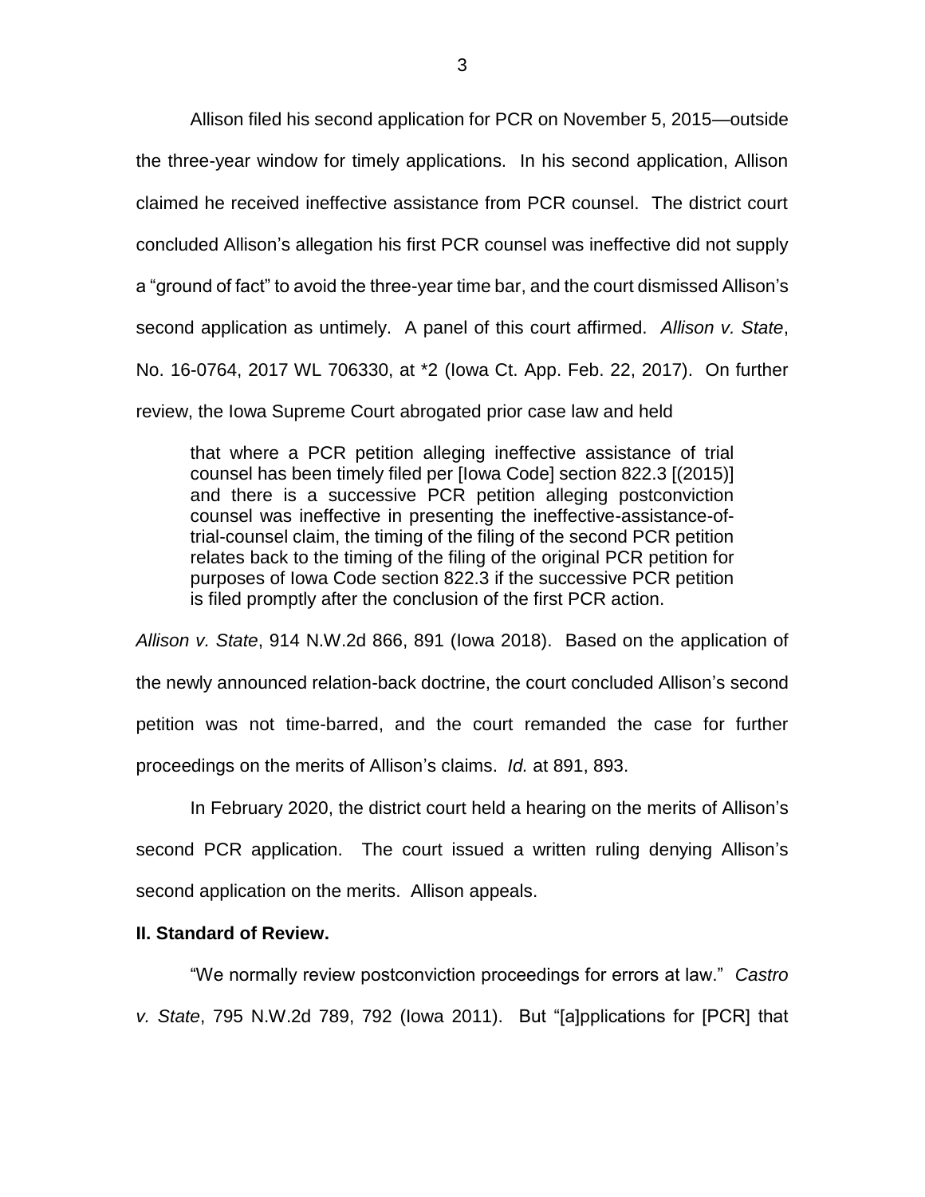Allison filed his second application for PCR on November 5, 2015—outside the three-year window for timely applications. In his second application, Allison claimed he received ineffective assistance from PCR counsel. The district court concluded Allison's allegation his first PCR counsel was ineffective did not supply a "ground of fact" to avoid the three-year time bar, and the court dismissed Allison's second application as untimely. A panel of this court affirmed. *Allison v. State*, No. 16-0764, 2017 WL 706330, at *2 (Iowa Ct. App. Feb. 22, 2017). On further review, the Iowa Supreme Court abrogated prior case law and held

> that where a PCR petition alleging ineffective assistance of trial counsel has been timely filed per [Iowa Code] section 822.3 [(2015)] and there is a successive PCR petition alleging postconviction counsel was ineffective in presenting the ineffective-assistance-of-trial-counsel claim, the timing of the filing of the second PCR petition relates back to the timing of the filing of the original PCR petition for purposes of Iowa Code section 822.3 if the successive PCR petition is filed promptly after the conclusion of the first PCR action.

*Allison v. State*, 914 N.W.2d 866, 891 (Iowa 2018). Based on the application of the newly announced relation-back doctrine, the court concluded Allison's second petition was not time-barred, and the court remanded the case for further proceedings on the merits of Allison's claims. *Id.* at 891, 893.

In February 2020, the district court held a hearing on the merits of Allison's second PCR application. The court issued a written ruling denying Allison's second application on the merits. Allison appeals.

**II. Standard of Review.**

"We normally review postconviction proceedings for errors at law." *Castro v. State*, 795 N.W.2d 789, 792 (Iowa 2011). But "[a]pplications for [PCR] that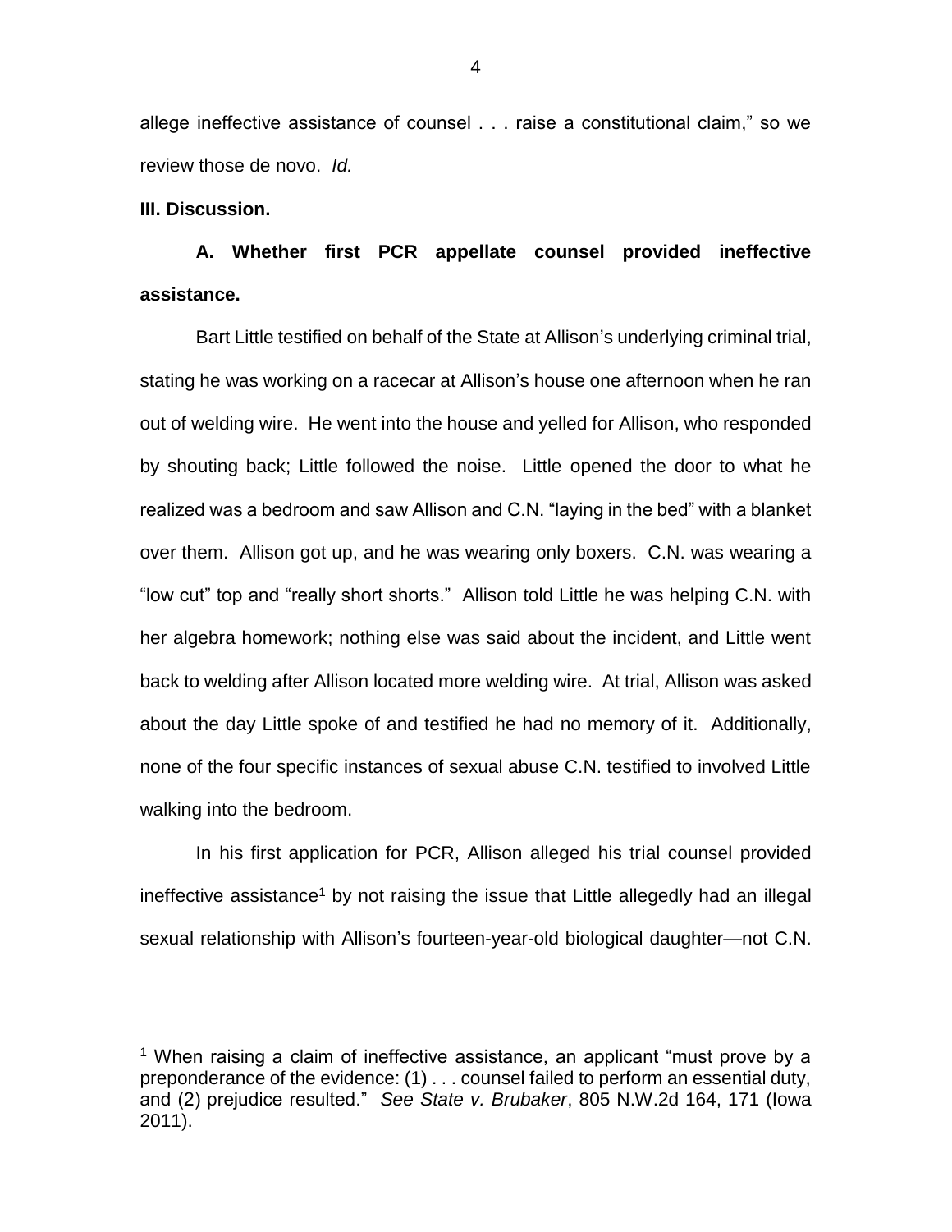allege ineffective assistance of counsel . . . raise a constitutional claim," so we review those de novo. *Id.*

**III. Discussion.**

**A. Whether first PCR appellate counsel provided ineffective assistance.**

Bart Little testified on behalf of the State at Allison's underlying criminal trial, stating he was working on a racecar at Allison's house one afternoon when he ran out of welding wire. He went into the house and yelled for Allison, who responded by shouting back; Little followed the noise. Little opened the door to what he realized was a bedroom and saw Allison and C.N. "laying in the bed" with a blanket over them. Allison got up, and he was wearing only boxers. C.N. was wearing a "low cut" top and "really short shorts." Allison told Little he was helping C.N. with her algebra homework; nothing else was said about the incident, and Little went back to welding after Allison located more welding wire. At trial, Allison was asked about the day Little spoke of and testified he had no memory of it. Additionally, none of the four specific instances of sexual abuse C.N. testified to involved Little walking into the bedroom.

In his first application for PCR, Allison alleged his trial counsel provided ineffective assistance[1] by not raising the issue that Little allegedly had an illegal sexual relationship with Allison's fourteen-year-old biological daughter—not C.N.

[1] When raising a claim of ineffective assistance, an applicant "must prove by a preponderance of the evidence: (1) . . . counsel failed to perform an essential duty, and (2) prejudice resulted." *See State v. Brubaker*, 805 N.W.2d 164, 171 (Iowa 2011).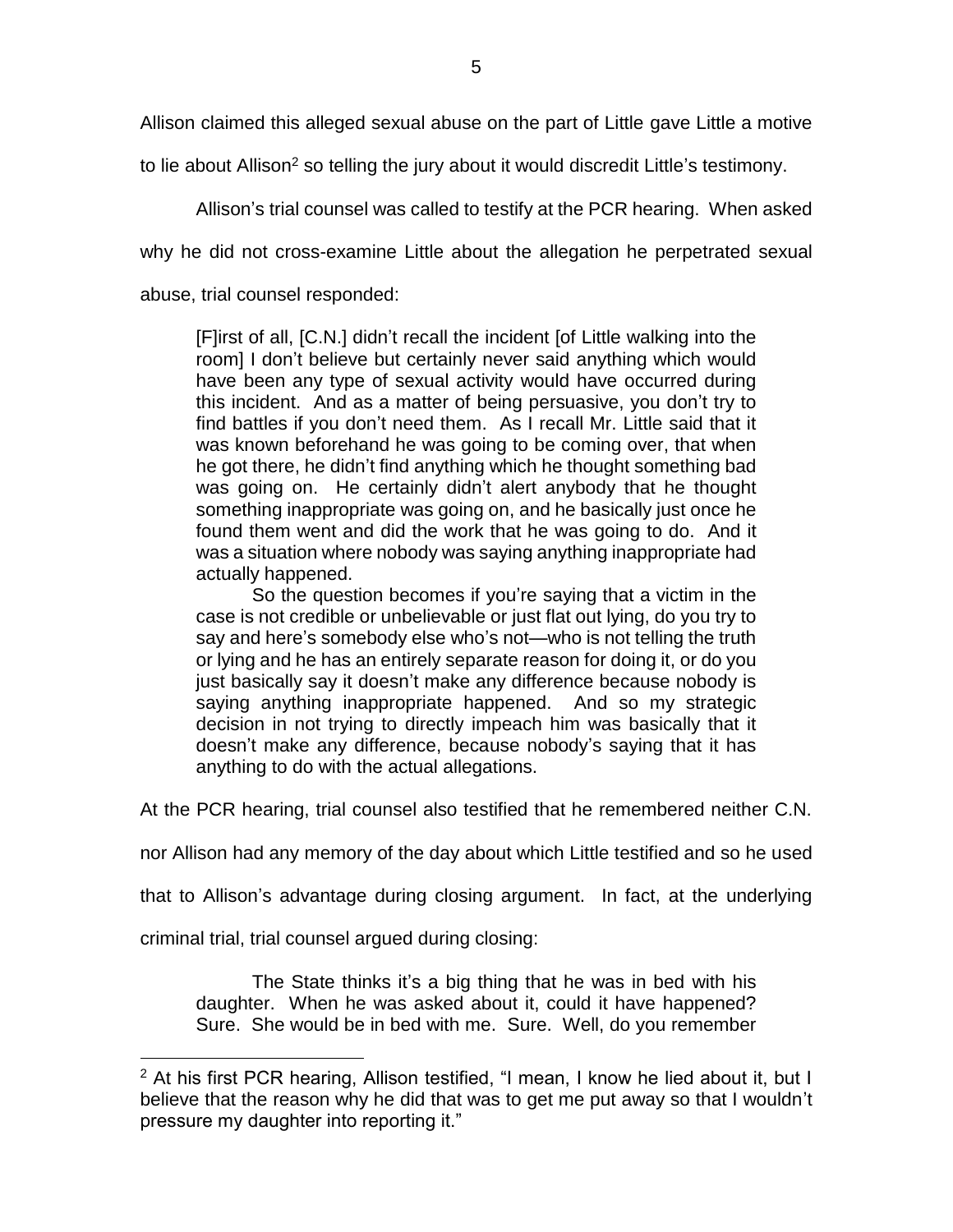Allison claimed this alleged sexual abuse on the part of Little gave Little a motive to lie about Allison[2] so telling the jury about it would discredit Little's testimony.

Allison's trial counsel was called to testify at the PCR hearing. When asked why he did not cross-examine Little about the allegation he perpetrated sexual abuse, trial counsel responded:

> [F]irst of all, [C.N.] didn't recall the incident [of Little walking into the room] I don't believe but certainly never said anything which would have been any type of sexual activity would have occurred during this incident. And as a matter of being persuasive, you don't try to find battles if you don't need them. As I recall Mr. Little said that it was known beforehand he was going to be coming over, that when he got there, he didn't find anything which he thought something bad was going on. He certainly didn't alert anybody that he thought something inappropriate was going on, and he basically just once he found them went and did the work that he was going to do. And it was a situation where nobody was saying anything inappropriate had actually happened.
>
> So the question becomes if you're saying that a victim in the case is not credible or unbelievable or just flat out lying, do you try to say and here's somebody else who's not—who is not telling the truth or lying and he has an entirely separate reason for doing it, or do you just basically say it doesn't make any difference because nobody is saying anything inappropriate happened. And so my strategic decision in not trying to directly impeach him was basically that it doesn't make any difference, because nobody's saying that it has anything to do with the actual allegations.

At the PCR hearing, trial counsel also testified that he remembered neither C.N. nor Allison had any memory of the day about which Little testified and so he used that to Allison's advantage during closing argument. In fact, at the underlying criminal trial, trial counsel argued during closing:

> The State thinks it's a big thing that he was in bed with his daughter. When he was asked about it, could it have happened? Sure. She would be in bed with me. Sure. Well, do you remember

---

[2] At his first PCR hearing, Allison testified, "I mean, I know he lied about it, but I believe that the reason why he did that was to get me put away so that I wouldn't pressure my daughter into reporting it."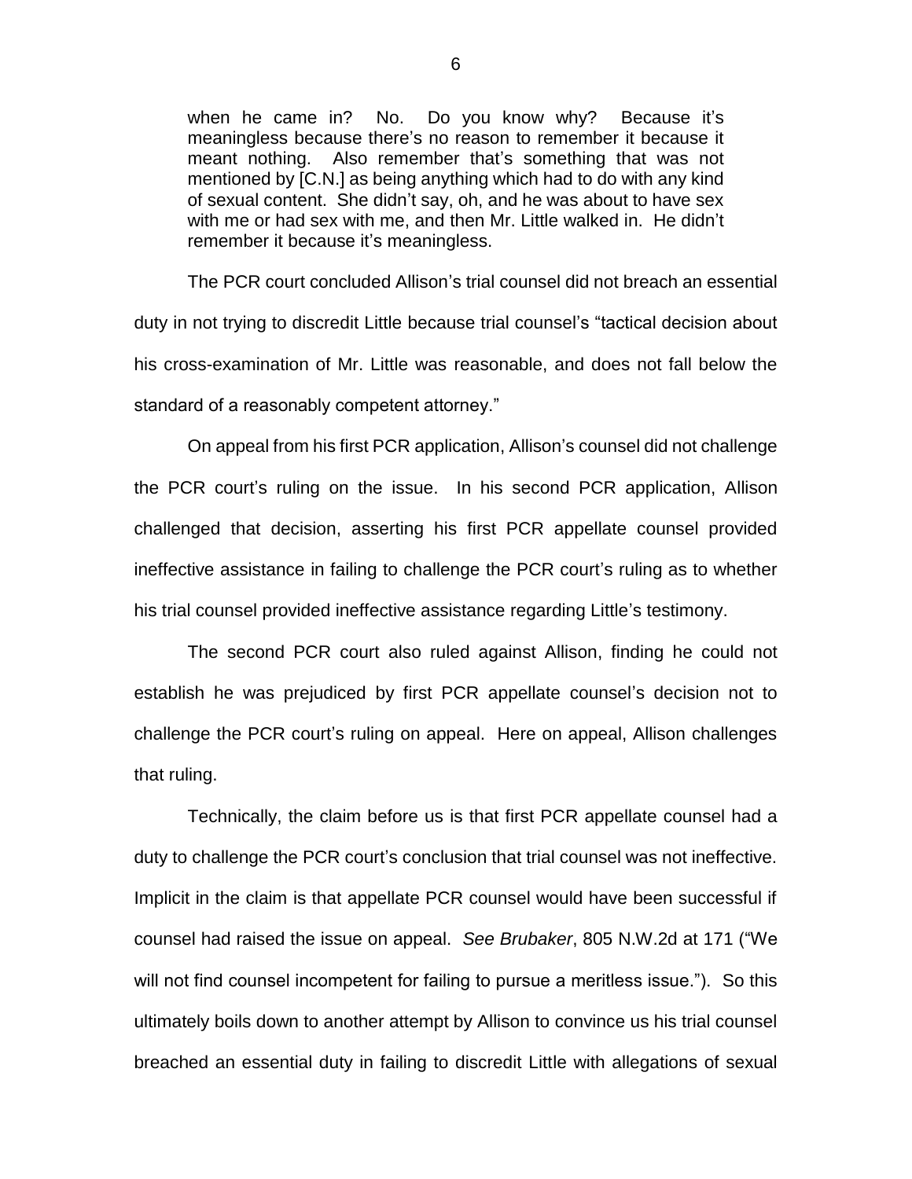> when he came in? No. Do you know why? Because it's meaningless because there's no reason to remember it because it meant nothing. Also remember that's something that was not mentioned by [C.N.] as being anything which had to do with any kind of sexual content. She didn't say, oh, and he was about to have sex with me or had sex with me, and then Mr. Little walked in. He didn't remember it because it's meaningless.

The PCR court concluded Allison's trial counsel did not breach an essential duty in not trying to discredit Little because trial counsel's "tactical decision about his cross-examination of Mr. Little was reasonable, and does not fall below the standard of a reasonably competent attorney."

On appeal from his first PCR application, Allison's counsel did not challenge the PCR court's ruling on the issue. In his second PCR application, Allison challenged that decision, asserting his first PCR appellate counsel provided ineffective assistance in failing to challenge the PCR court's ruling as to whether his trial counsel provided ineffective assistance regarding Little's testimony.

The second PCR court also ruled against Allison, finding he could not establish he was prejudiced by first PCR appellate counsel's decision not to challenge the PCR court's ruling on appeal. Here on appeal, Allison challenges that ruling.

Technically, the claim before us is that first PCR appellate counsel had a duty to challenge the PCR court's conclusion that trial counsel was not ineffective. Implicit in the claim is that appellate PCR counsel would have been successful if counsel had raised the issue on appeal. *See Brubaker*, 805 N.W.2d at 171 ("We will not find counsel incompetent for failing to pursue a meritless issue."). So this ultimately boils down to another attempt by Allison to convince us his trial counsel breached an essential duty in failing to discredit Little with allegations of sexual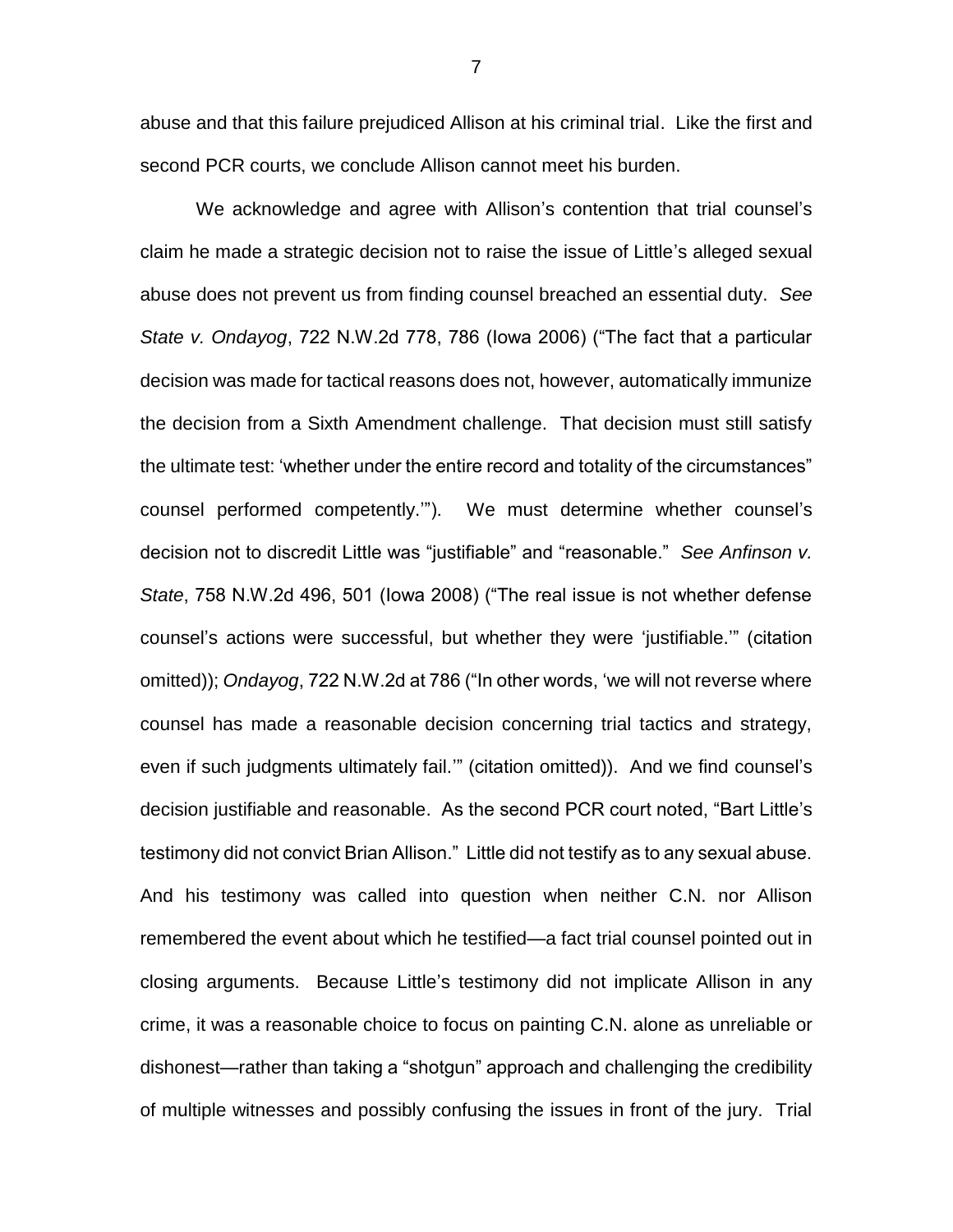abuse and that this failure prejudiced Allison at his criminal trial. Like the first and second PCR courts, we conclude Allison cannot meet his burden.

We acknowledge and agree with Allison's contention that trial counsel's claim he made a strategic decision not to raise the issue of Little's alleged sexual abuse does not prevent us from finding counsel breached an essential duty. *See State v. Ondayog*, 722 N.W.2d 778, 786 (Iowa 2006) ("The fact that a particular decision was made for tactical reasons does not, however, automatically immunize the decision from a Sixth Amendment challenge. That decision must still satisfy the ultimate test: 'whether under the entire record and totality of the circumstances" counsel performed competently.'"). We must determine whether counsel's decision not to discredit Little was "justifiable" and "reasonable." *See Anfinson v. State*, 758 N.W.2d 496, 501 (Iowa 2008) ("The real issue is not whether defense counsel's actions were successful, but whether they were 'justifiable.'" (citation omitted)); *Ondayog*, 722 N.W.2d at 786 ("In other words, 'we will not reverse where counsel has made a reasonable decision concerning trial tactics and strategy, even if such judgments ultimately fail.'" (citation omitted)). And we find counsel's decision justifiable and reasonable. As the second PCR court noted, "Bart Little's testimony did not convict Brian Allison." Little did not testify as to any sexual abuse. And his testimony was called into question when neither C.N. nor Allison remembered the event about which he testified—a fact trial counsel pointed out in closing arguments. Because Little's testimony did not implicate Allison in any crime, it was a reasonable choice to focus on painting C.N. alone as unreliable or dishonest—rather than taking a "shotgun" approach and challenging the credibility of multiple witnesses and possibly confusing the issues in front of the jury. Trial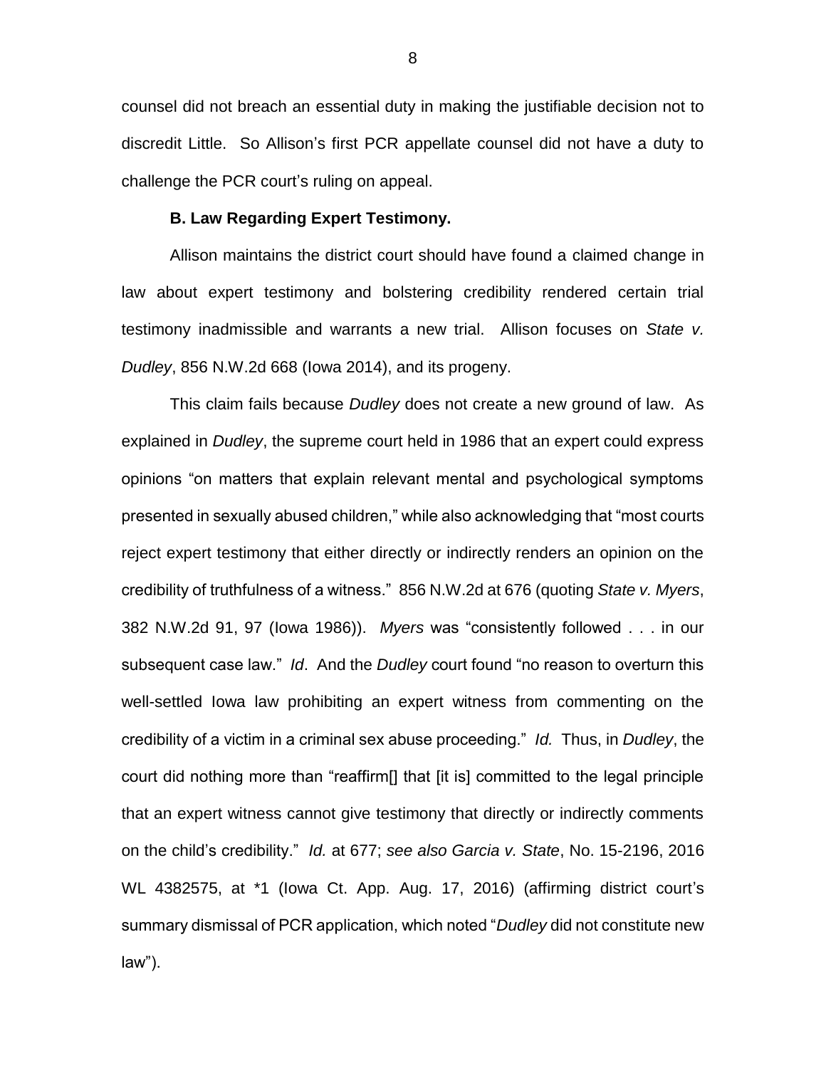counsel did not breach an essential duty in making the justifiable decision not to discredit Little. So Allison's first PCR appellate counsel did not have a duty to challenge the PCR court's ruling on appeal.

**B. Law Regarding Expert Testimony.**

Allison maintains the district court should have found a claimed change in law about expert testimony and bolstering credibility rendered certain trial testimony inadmissible and warrants a new trial. Allison focuses on *State v. Dudley*, 856 N.W.2d 668 (Iowa 2014), and its progeny.

This claim fails because *Dudley* does not create a new ground of law. As explained in *Dudley*, the supreme court held in 1986 that an expert could express opinions "on matters that explain relevant mental and psychological symptoms presented in sexually abused children," while also acknowledging that "most courts reject expert testimony that either directly or indirectly renders an opinion on the credibility of truthfulness of a witness." 856 N.W.2d at 676 (quoting *State v. Myers*, 382 N.W.2d 91, 97 (Iowa 1986)). *Myers* was "consistently followed . . . in our subsequent case law." *Id*. And the *Dudley* court found "no reason to overturn this well-settled Iowa law prohibiting an expert witness from commenting on the credibility of a victim in a criminal sex abuse proceeding." *Id.* Thus, in *Dudley*, the court did nothing more than "reaffirm[] that [it is] committed to the legal principle that an expert witness cannot give testimony that directly or indirectly comments on the child's credibility." *Id.* at 677; *see also Garcia v. State*, No. 15-2196, 2016 WL 4382575, at *1 (Iowa Ct. App. Aug. 17, 2016) (affirming district court's summary dismissal of PCR application, which noted "*Dudley* did not constitute new law").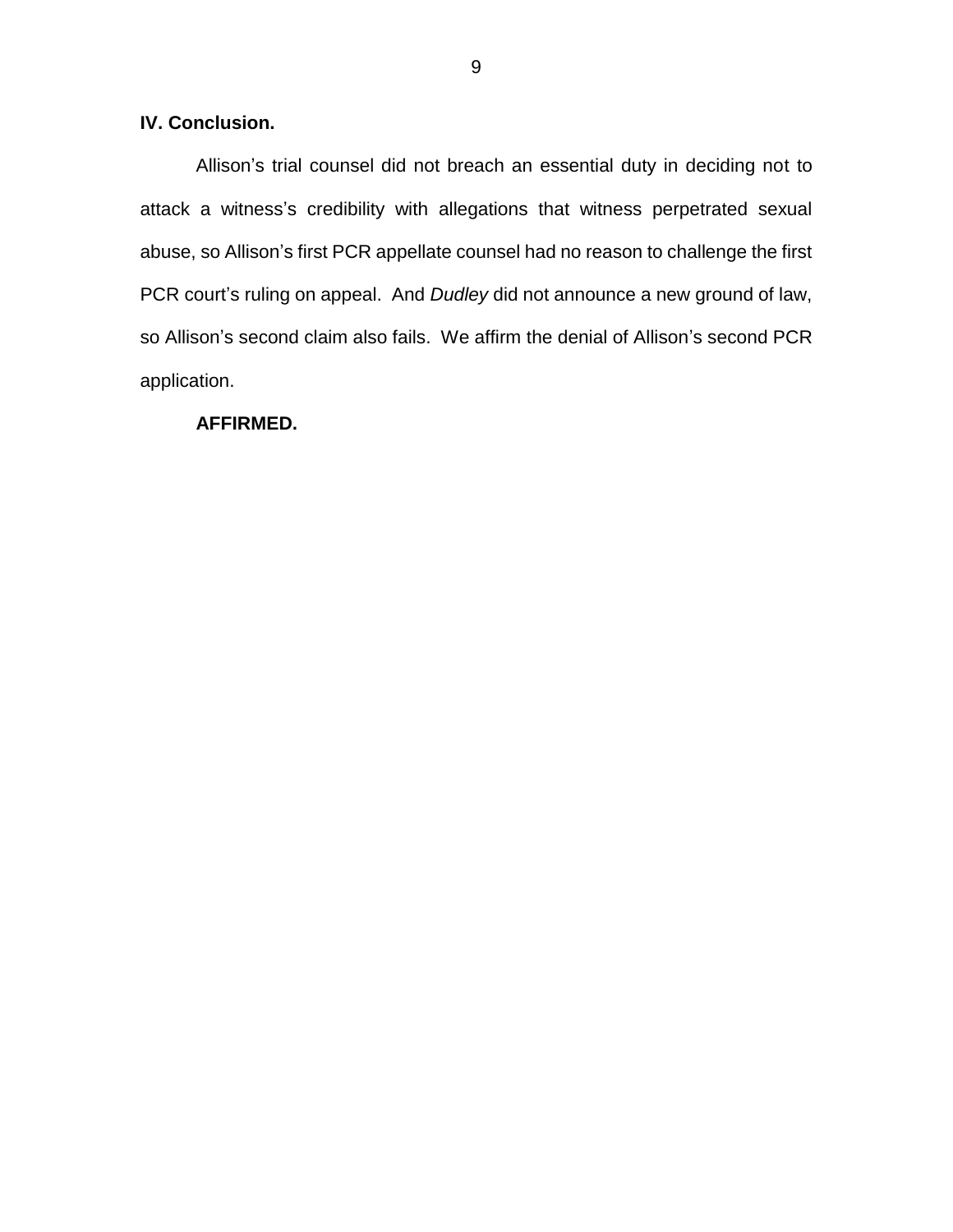## IV. Conclusion.

Allison's trial counsel did not breach an essential duty in deciding not to attack a witness's credibility with allegations that witness perpetrated sexual abuse, so Allison's first PCR appellate counsel had no reason to challenge the first PCR court's ruling on appeal. And *Dudley* did not announce a new ground of law, so Allison's second claim also fails. We affirm the denial of Allison's second PCR application.

**AFFIRMED.**